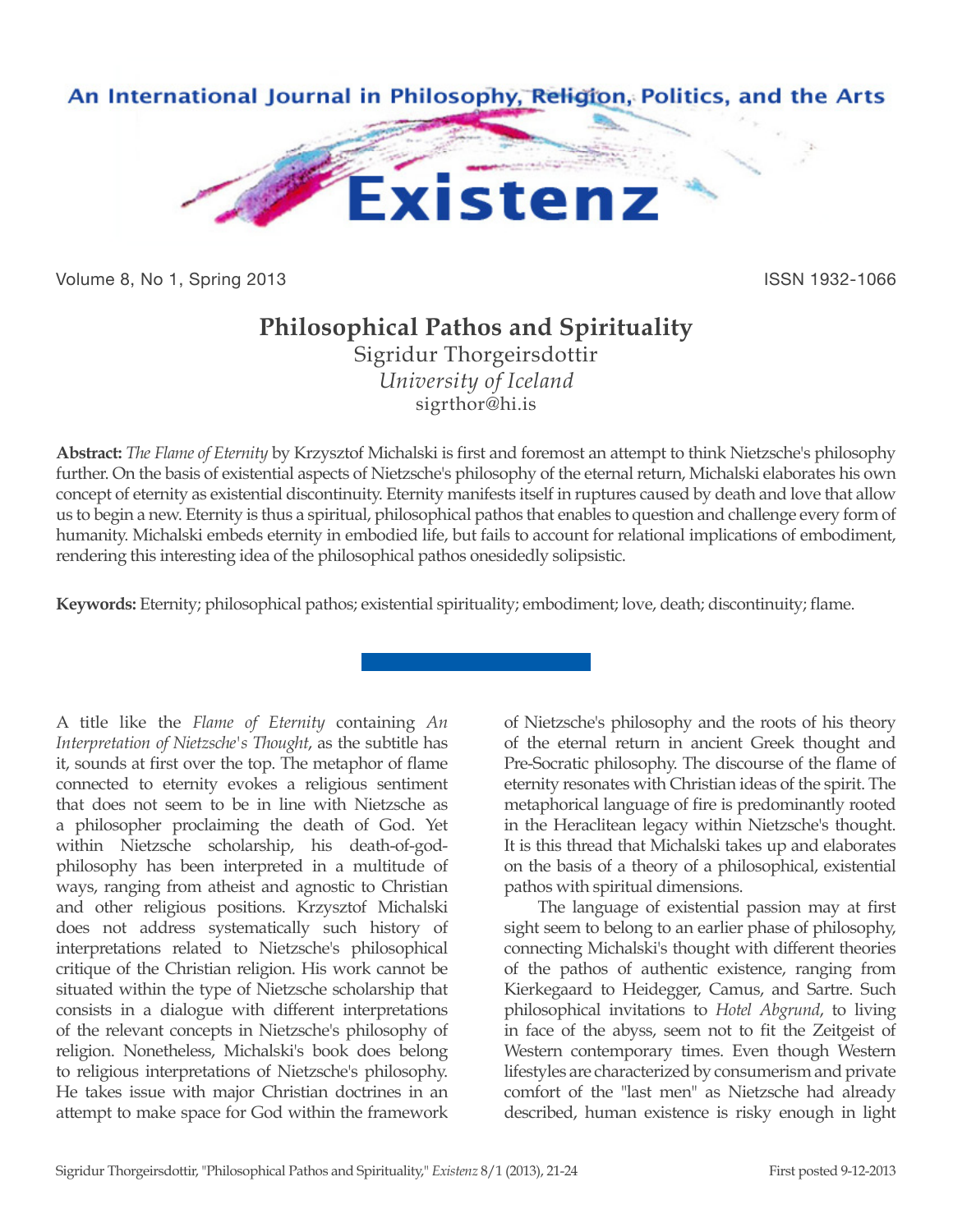# Philosophical Pathos and Spirituality

Sigridur Thorgeirsdottir
*University of Iceland*
sigrthor@hi.is

**Abstract:** *The Flame of Eternity* by Krzysztof Michalski is first and foremost an attempt to think Nietzsche's philosophy further. On the basis of existential aspects of Nietzsche's philosophy of the eternal return, Michalski elaborates his own concept of eternity as existential discontinuity. Eternity manifests itself in ruptures caused by death and love that allow us to begin a new. Eternity is thus a spiritual, philosophical pathos that enables to question and challenge every form of humanity. Michalski embeds eternity in embodied life, but fails to account for relational implications of embodiment, rendering this interesting idea of the philosophical pathos onesidedly solipsistic.

**Keywords:** Eternity; philosophical pathos; existential spirituality; embodiment; love, death; discontinuity; flame.

---

A title like the *Flame of Eternity* containing *An Interpretation of Nietzsche's Thought*, as the subtitle has it, sounds at first over the top. The metaphor of flame connected to eternity evokes a religious sentiment that does not seem to be in line with Nietzsche as a philosopher proclaiming the death of God. Yet within Nietzsche scholarship, his death-of-god-philosophy has been interpreted in a multitude of ways, ranging from atheist and agnostic to Christian and other religious positions. Krzysztof Michalski does not address systematically such history of interpretations related to Nietzsche's philosophical critique of the Christian religion. His work cannot be situated within the type of Nietzsche scholarship that consists in a dialogue with different interpretations of the relevant concepts in Nietzsche's philosophy of religion. Nonetheless, Michalski's book does belong to religious interpretations of Nietzsche's philosophy. He takes issue with major Christian doctrines in an attempt to make space for God within the framework of Nietzsche's philosophy and the roots of his theory of the eternal return in ancient Greek thought and Pre-Socratic philosophy. The discourse of the flame of eternity resonates with Christian ideas of the spirit. The metaphorical language of fire is predominantly rooted in the Heraclitean legacy within Nietzsche's thought. It is this thread that Michalski takes up and elaborates on the basis of a theory of a philosophical, existential pathos with spiritual dimensions.

The language of existential passion may at first sight seem to belong to an earlier phase of philosophy, connecting Michalski's thought with different theories of the pathos of authentic existence, ranging from Kierkegaard to Heidegger, Camus, and Sartre. Such philosophical invitations to *Hotel Abgrund*, to living in face of the abyss, seem not to fit the Zeitgeist of Western contemporary times. Even though Western lifestyles are characterized by consumerism and private comfort of the "last men" as Nietzsche had already described, human existence is risky enough in light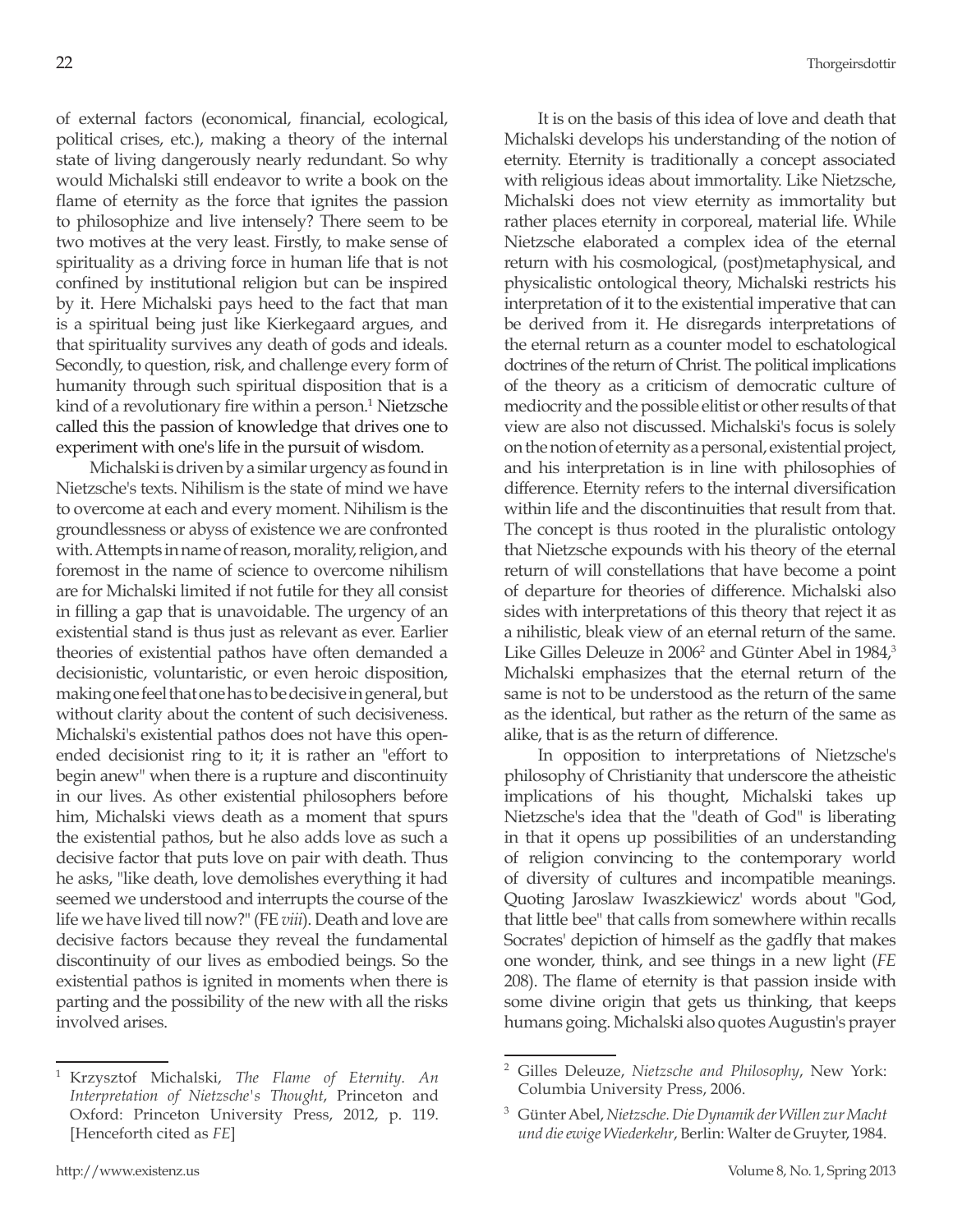of external factors (economical, financial, ecological, political crises, etc.), making a theory of the internal state of living dangerously nearly redundant. So why would Michalski still endeavor to write a book on the flame of eternity as the force that ignites the passion to philosophize and live intensely? There seem to be two motives at the very least. Firstly, to make sense of spirituality as a driving force in human life that is not confined by institutional religion but can be inspired by it. Here Michalski pays heed to the fact that man is a spiritual being just like Kierkegaard argues, and that spirituality survives any death of gods and ideals. Secondly, to question, risk, and challenge every form of humanity through such spiritual disposition that is a kind of a revolutionary fire within a person.[1] Nietzsche called this the passion of knowledge that drives one to experiment with one's life in the pursuit of wisdom.

Michalski is driven by a similar urgency as found in Nietzsche's texts. Nihilism is the state of mind we have to overcome at each and every moment. Nihilism is the groundlessness or abyss of existence we are confronted with. Attempts in name of reason, morality, religion, and foremost in the name of science to overcome nihilism are for Michalski limited if not futile for they all consist in filling a gap that is unavoidable. The urgency of an existential stand is thus just as relevant as ever. Earlier theories of existential pathos have often demanded a decisionistic, voluntaristic, or even heroic disposition, making one feel that one has to be decisive in general, but without clarity about the content of such decisiveness. Michalski's existential pathos does not have this open-ended decisionist ring to it; it is rather an "effort to begin anew" when there is a rupture and discontinuity in our lives. As other existential philosophers before him, Michalski views death as a moment that spurs the existential pathos, but he also adds love as such a decisive factor that puts love on pair with death. Thus he asks, "like death, love demolishes everything it had seemed we understood and interrupts the course of the life we have lived till now?" (FE *viii*). Death and love are decisive factors because they reveal the fundamental discontinuity of our lives as embodied beings. So the existential pathos is ignited in moments when there is parting and the possibility of the new with all the risks involved arises.

It is on the basis of this idea of love and death that Michalski develops his understanding of the notion of eternity. Eternity is traditionally a concept associated with religious ideas about immortality. Like Nietzsche, Michalski does not view eternity as immortality but rather places eternity in corporeal, material life. While Nietzsche elaborated a complex idea of the eternal return with his cosmological, (post)metaphysical, and physicalistic ontological theory, Michalski restricts his interpretation of it to the existential imperative that can be derived from it. He disregards interpretations of the eternal return as a counter model to eschatological doctrines of the return of Christ. The political implications of the theory as a criticism of democratic culture of mediocrity and the possible elitist or other results of that view are also not discussed. Michalski's focus is solely on the notion of eternity as a personal, existential project, and his interpretation is in line with philosophies of difference. Eternity refers to the internal diversification within life and the discontinuities that result from that. The concept is thus rooted in the pluralistic ontology that Nietzsche expounds with his theory of the eternal return of will constellations that have become a point of departure for theories of difference. Michalski also sides with interpretations of this theory that reject it as a nihilistic, bleak view of an eternal return of the same. Like Gilles Deleuze in 2006[2] and Günter Abel in 1984,[3] Michalski emphasizes that the eternal return of the same is not to be understood as the return of the same as the identical, but rather as the return of the same as alike, that is as the return of difference.

In opposition to interpretations of Nietzsche's philosophy of Christianity that underscore the atheistic implications of his thought, Michalski takes up Nietzsche's idea that the "death of God" is liberating in that it opens up possibilities of an understanding of religion convincing to the contemporary world of diversity of cultures and incompatible meanings. Quoting Jaroslaw Iwaszkiewicz' words about "God, that little bee" that calls from somewhere within recalls Socrates' depiction of himself as the gadfly that makes one wonder, think, and see things in a new light (*FE* 208). The flame of eternity is that passion inside with some divine origin that gets us thinking, that keeps humans going. Michalski also quotes Augustin's prayer

---

[1] Krzysztof Michalski, *The Flame of Eternity. An Interpretation of Nietzsche's Thought*, Princeton and Oxford: Princeton University Press, 2012, p. 119. [Henceforth cited as *FE*]

[2] Gilles Deleuze, *Nietzsche and Philosophy*, New York: Columbia University Press, 2006.

[3] Günter Abel, *Nietzsche. Die Dynamik der Willen zur Macht und die ewige Wiederkehr*, Berlin: Walter de Gruyter, 1984.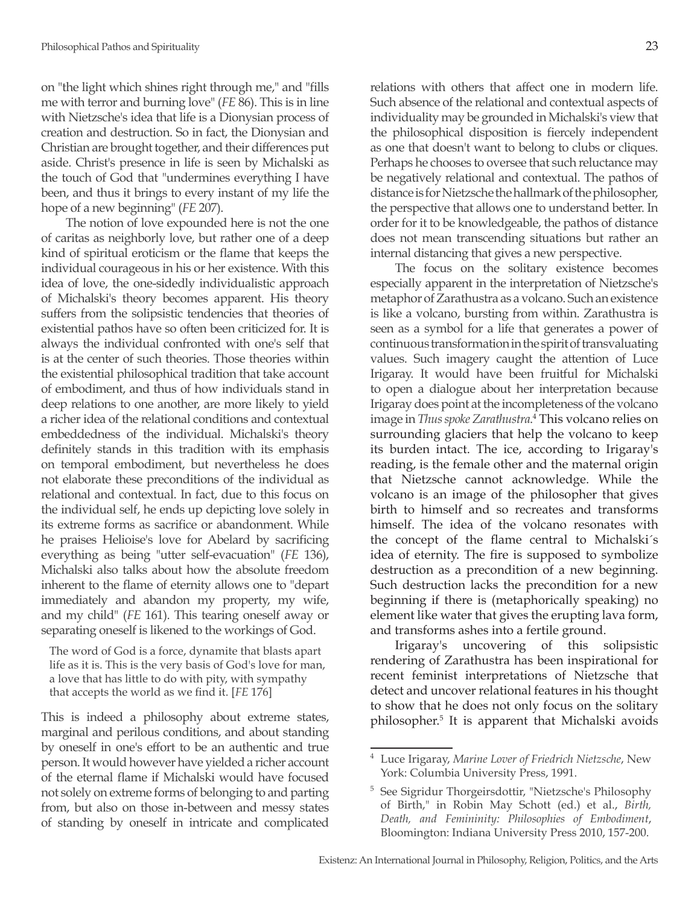on "the light which shines right through me," and "fills me with terror and burning love" (*FE* 86). This is in line with Nietzsche's idea that life is a Dionysian process of creation and destruction. So in fact, the Dionysian and Christian are brought together, and their differences put aside. Christ's presence in life is seen by Michalski as the touch of God that "undermines everything I have been, and thus it brings to every instant of my life the hope of a new beginning" (*FE* 207).

The notion of love expounded here is not the one of caritas as neighborly love, but rather one of a deep kind of spiritual eroticism or the flame that keeps the individual courageous in his or her existence. With this idea of love, the one-sidedly individualistic approach of Michalski's theory becomes apparent. His theory suffers from the solipsistic tendencies that theories of existential pathos have so often been criticized for. It is always the individual confronted with one's self that is at the center of such theories. Those theories within the existential philosophical tradition that take account of embodiment, and thus of how individuals stand in deep relations to one another, are more likely to yield a richer idea of the relational conditions and contextual embeddedness of the individual. Michalski's theory definitely stands in this tradition with its emphasis on temporal embodiment, but nevertheless he does not elaborate these preconditions of the individual as relational and contextual. In fact, due to this focus on the individual self, he ends up depicting love solely in its extreme forms as sacrifice or abandonment. While he praises Helioise's love for Abelard by sacrificing everything as being "utter self-evacuation" (*FE* 136), Michalski also talks about how the absolute freedom inherent to the flame of eternity allows one to "depart immediately and abandon my property, my wife, and my child" (*FE* 161). This tearing oneself away or separating oneself is likened to the workings of God.

> The word of God is a force, dynamite that blasts apart life as it is. This is the very basis of God's love for man, a love that has little to do with pity, with sympathy that accepts the world as we find it. [*FE* 176]

This is indeed a philosophy about extreme states, marginal and perilous conditions, and about standing by oneself in one's effort to be an authentic and true person. It would however have yielded a richer account of the eternal flame if Michalski would have focused not solely on extreme forms of belonging to and parting from, but also on those in-between and messy states of standing by oneself in intricate and complicated relations with others that affect one in modern life. Such absence of the relational and contextual aspects of individuality may be grounded in Michalski's view that the philosophical disposition is fiercely independent as one that doesn't want to belong to clubs or cliques. Perhaps he chooses to oversee that such reluctance may be negatively relational and contextual. The pathos of distance is for Nietzsche the hallmark of the philosopher, the perspective that allows one to understand better. In order for it to be knowledgeable, the pathos of distance does not mean transcending situations but rather an internal distancing that gives a new perspective.

The focus on the solitary existence becomes especially apparent in the interpretation of Nietzsche's metaphor of Zarathustra as a volcano. Such an existence is like a volcano, bursting from within. Zarathustra is seen as a symbol for a life that generates a power of continuous transformation in the spirit of transvaluating values. Such imagery caught the attention of Luce Irigaray. It would have been fruitful for Michalski to open a dialogue about her interpretation because Irigaray does point at the incompleteness of the volcano image in *Thus spoke Zarathustra*.[4] This volcano relies on surrounding glaciers that help the volcano to keep its burden intact. The ice, according to Irigaray's reading, is the female other and the maternal origin that Nietzsche cannot acknowledge. While the volcano is an image of the philosopher that gives birth to himself and so recreates and transforms himself. The idea of the volcano resonates with the concept of the flame central to Michalski´s idea of eternity. The fire is supposed to symbolize destruction as a precondition of a new beginning. Such destruction lacks the precondition for a new beginning if there is (metaphorically speaking) no element like water that gives the erupting lava form, and transforms ashes into a fertile ground.

Irigaray's uncovering of this solipsistic rendering of Zarathustra has been inspirational for recent feminist interpretations of Nietzsche that detect and uncover relational features in his thought to show that he does not only focus on the solitary philosopher.[5] It is apparent that Michalski avoids

---

[4] Luce Irigaray, *Marine Lover of Friedrich Nietzsche*, New York: Columbia University Press, 1991.

[5] See Sigridur Thorgeirsdottir, "Nietzsche's Philosophy of Birth," in Robin May Schott (ed.) et al., *Birth, Death, and Femininity: Philosophies of Embodiment*, Bloomington: Indiana University Press 2010, 157-200.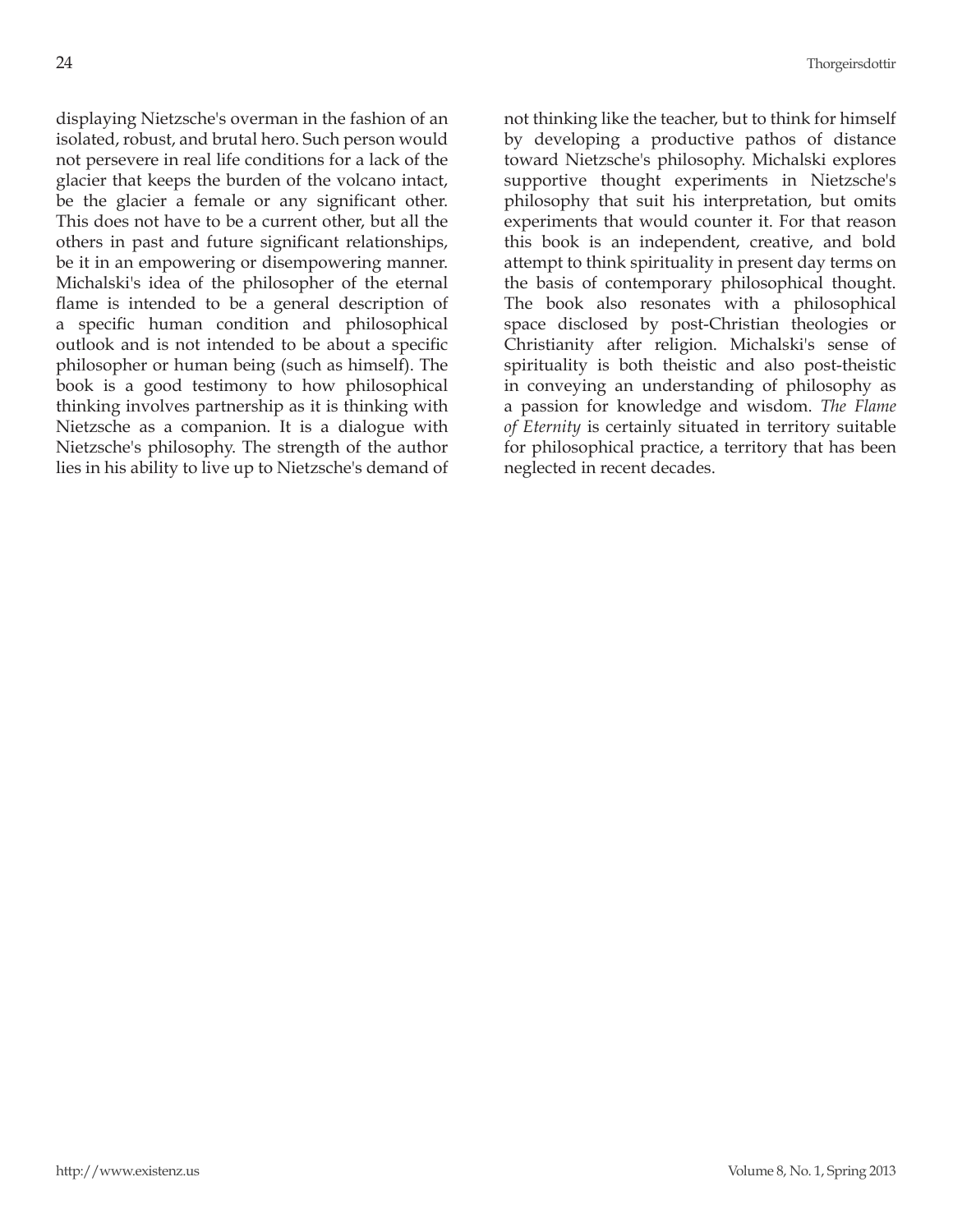displaying Nietzsche's overman in the fashion of an isolated, robust, and brutal hero. Such person would not persevere in real life conditions for a lack of the glacier that keeps the burden of the volcano intact, be the glacier a female or any significant other. This does not have to be a current other, but all the others in past and future significant relationships, be it in an empowering or disempowering manner. Michalski's idea of the philosopher of the eternal flame is intended to be a general description of a specific human condition and philosophical outlook and is not intended to be about a specific philosopher or human being (such as himself). The book is a good testimony to how philosophical thinking involves partnership as it is thinking with Nietzsche as a companion. It is a dialogue with Nietzsche's philosophy. The strength of the author lies in his ability to live up to Nietzsche's demand of not thinking like the teacher, but to think for himself by developing a productive pathos of distance toward Nietzsche's philosophy. Michalski explores supportive thought experiments in Nietzsche's philosophy that suit his interpretation, but omits experiments that would counter it. For that reason this book is an independent, creative, and bold attempt to think spirituality in present day terms on the basis of contemporary philosophical thought. The book also resonates with a philosophical space disclosed by post-Christian theologies or Christianity after religion. Michalski's sense of spirituality is both theistic and also post-theistic in conveying an understanding of philosophy as a passion for knowledge and wisdom. *The Flame of Eternity* is certainly situated in territory suitable for philosophical practice, a territory that has been neglected in recent decades.